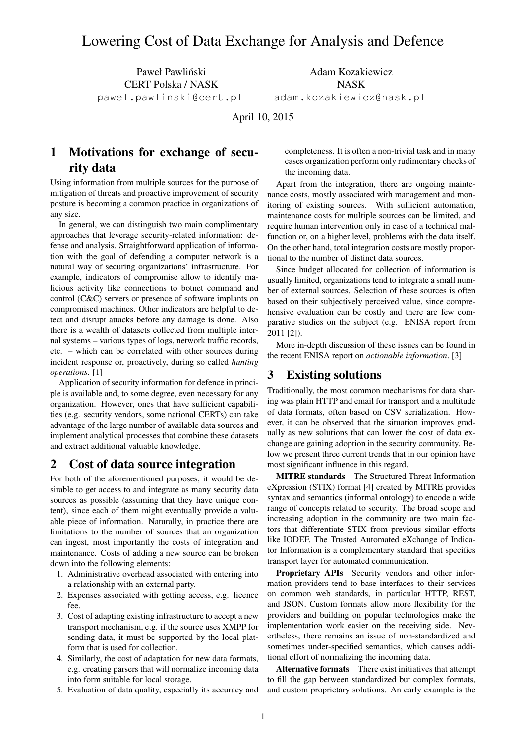# Lowering Cost of Data Exchange for Analysis and Defence

Paweł Pawliński
CERT Polska / NASK
pawel.pawlinski@cert.pl

Adam Kozakiewicz
NASK
adam.kozakiewicz@nask.pl

April 10, 2015

## 1 Motivations for exchange of security data

Using information from multiple sources for the purpose of mitigation of threats and proactive improvement of security posture is becoming a common practice in organizations of any size.

In general, we can distinguish two main complimentary approaches that leverage security-related information: defense and analysis. Straightforward application of information with the goal of defending a computer network is a natural way of securing organizations' infrastructure. For example, indicators of compromise allow to identify malicious activity like connections to botnet command and control (C&C) servers or presence of software implants on compromised machines. Other indicators are helpful to detect and disrupt attacks before any damage is done. Also there is a wealth of datasets collected from multiple internal systems – various types of logs, network traffic records, etc. – which can be correlated with other sources during incident response or, proactively, during so called *hunting operations*. [1]

Application of security information for defence in principle is available and, to some degree, even necessary for any organization. However, ones that have sufficient capabilities (e.g. security vendors, some national CERTs) can take advantage of the large number of available data sources and implement analytical processes that combine these datasets and extract additional valuable knowledge.

## 2 Cost of data source integration

For both of the aforementioned purposes, it would be desirable to get access to and integrate as many security data sources as possible (assuming that they have unique content), since each of them might eventually provide a valuable piece of information. Naturally, in practice there are limitations to the number of sources that an organization can ingest, most importantly the costs of integration and maintenance. Costs of adding a new source can be broken down into the following elements:

1. Administrative overhead associated with entering into a relationship with an external party.
2. Expenses associated with getting access, e.g. licence fee.
3. Cost of adapting existing infrastructure to accept a new transport mechanism, e.g. if the source uses XMPP for sending data, it must be supported by the local platform that is used for collection.
4. Similarly, the cost of adaptation for new data formats, e.g. creating parsers that will normalize incoming data into form suitable for local storage.
5. Evaluation of data quality, especially its accuracy and completeness. It is often a non-trivial task and in many cases organization perform only rudimentary checks of the incoming data.

Apart from the integration, there are ongoing maintenance costs, mostly associated with management and monitoring of existing sources. With sufficient automation, maintenance costs for multiple sources can be limited, and require human intervention only in case of a technical malfunction or, on a higher level, problems with the data itself. On the other hand, total integration costs are mostly proportional to the number of distinct data sources.

Since budget allocated for collection of information is usually limited, organizations tend to integrate a small number of external sources. Selection of these sources is often based on their subjectively perceived value, since comprehensive evaluation can be costly and there are few comparative studies on the subject (e.g. ENISA report from 2011 [2]).

More in-depth discussion of these issues can be found in the recent ENISA report on *actionable information*. [3]

## 3 Existing solutions

Traditionally, the most common mechanisms for data sharing was plain HTTP and email for transport and a multitude of data formats, often based on CSV serialization. However, it can be observed that the situation improves gradually as new solutions that can lower the cost of data exchange are gaining adoption in the security community. Below we present three current trends that in our opinion have most significant influence in this regard.

**MITRE standards** The Structured Threat Information eXpression (STIX) format [4] created by MITRE provides syntax and semantics (informal ontology) to encode a wide range of concepts related to security. The broad scope and increasing adoption in the community are two main factors that differentiate STIX from previous similar efforts like IODEF. The Trusted Automated eXchange of Indicator Information is a complementary standard that specifies transport layer for automated communication.

**Proprietary APIs** Security vendors and other information providers tend to base interfaces to their services on common web standards, in particular HTTP, REST, and JSON. Custom formats allow more flexibility for the providers and building on popular technologies make the implementation work easier on the receiving side. Nevertheless, there remains an issue of non-standardized and sometimes under-specified semantics, which causes additional effort of normalizing the incoming data.

**Alternative formats** There exist initiatives that attempt to fill the gap between standardized but complex formats, and custom proprietary solutions. An early example is the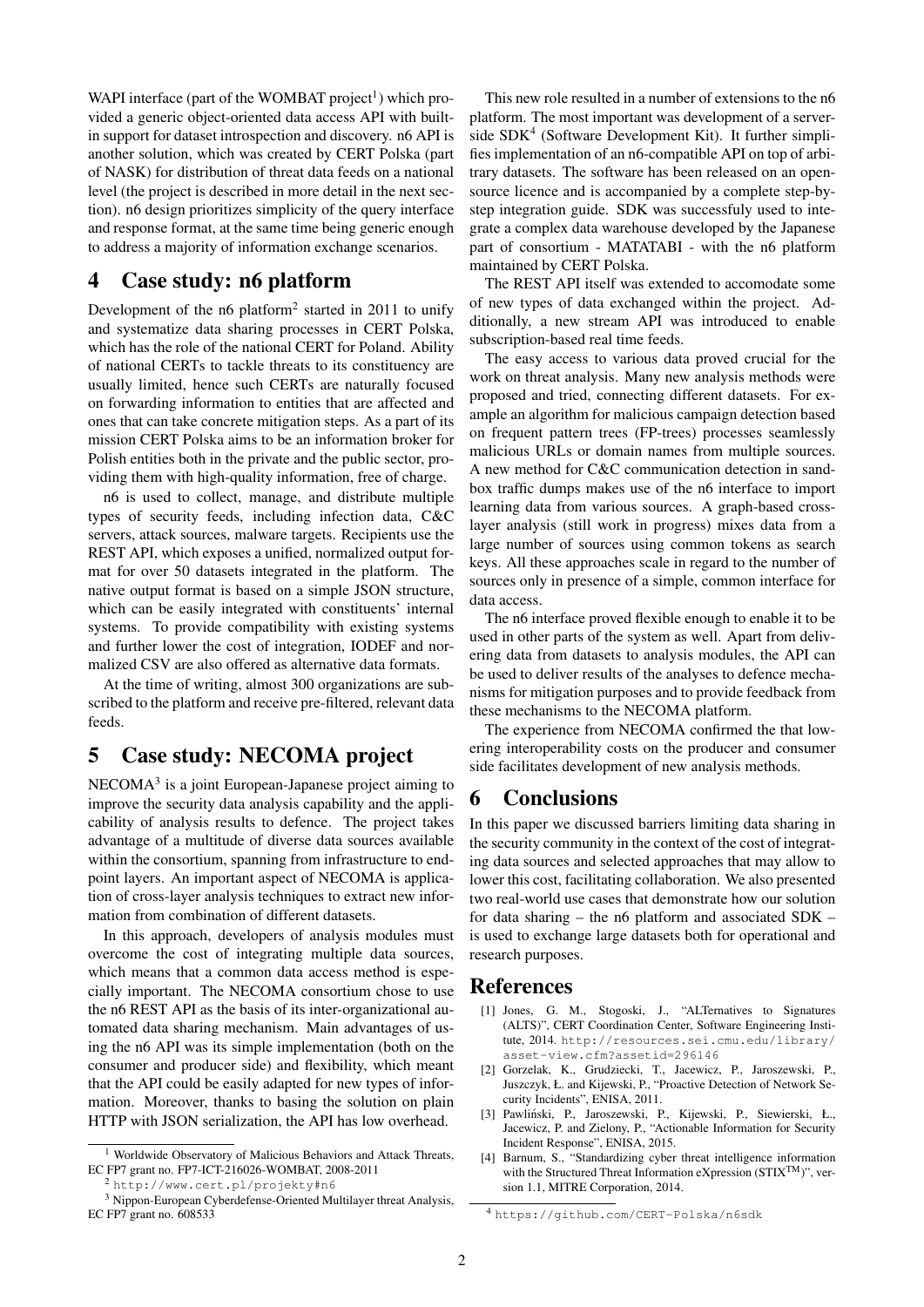WAPI interface (part of the WOMBAT project[1]) which provided a generic object-oriented data access API with builtin support for dataset introspection and discovery. n6 API is another solution, which was created by CERT Polska (part of NASK) for distribution of threat data feeds on a national level (the project is described in more detail in the next section). n6 design prioritizes simplicity of the query interface and response format, at the same time being generic enough to address a majority of information exchange scenarios.

# 4 Case study: n6 platform

Development of the n6 platform[2] started in 2011 to unify and systematize data sharing processes in CERT Polska, which has the role of the national CERT for Poland. Ability of national CERTs to tackle threats to its constituency are usually limited, hence such CERTs are naturally focused on forwarding information to entities that are affected and ones that can take concrete mitigation steps. As a part of its mission CERT Polska aims to be an information broker for Polish entities both in the private and the public sector, providing them with high-quality information, free of charge.

n6 is used to collect, manage, and distribute multiple types of security feeds, including infection data, C&C servers, attack sources, malware targets. Recipients use the REST API, which exposes a unified, normalized output format for over 50 datasets integrated in the platform. The native output format is based on a simple JSON structure, which can be easily integrated with constituents' internal systems. To provide compatibility with existing systems and further lower the cost of integration, IODEF and normalized CSV are also offered as alternative data formats.

At the time of writing, almost 300 organizations are subscribed to the platform and receive pre-filtered, relevant data feeds.

# 5 Case study: NECOMA project

NECOMA[3] is a joint European-Japanese project aiming to improve the security data analysis capability and the applicability of analysis results to defence. The project takes advantage of a multitude of diverse data sources available within the consortium, spanning from infrastructure to endpoint layers. An important aspect of NECOMA is application of cross-layer analysis techniques to extract new information from combination of different datasets.

In this approach, developers of analysis modules must overcome the cost of integrating multiple data sources, which means that a common data access method is especially important. The NECOMA consortium chose to use the n6 REST API as the basis of its inter-organizational automated data sharing mechanism. Main advantages of using the n6 API was its simple implementation (both on the consumer and producer side) and flexibility, which meant that the API could be easily adapted for new types of information. Moreover, thanks to basing the solution on plain HTTP with JSON serialization, the API has low overhead.

This new role resulted in a number of extensions to the n6 platform. The most important was development of a serverside SDK[4] (Software Development Kit). It further simplifies implementation of an n6-compatible API on top of arbitrary datasets. The software has been released on an opensource licence and is accompanied by a complete step-bystep integration guide. SDK was successfuly used to integrate a complex data warehouse developed by the Japanese part of consortium - MATATABI - with the n6 platform maintained by CERT Polska.

The REST API itself was extended to accomodate some of new types of data exchanged within the project. Additionally, a new stream API was introduced to enable subscription-based real time feeds.

The easy access to various data proved crucial for the work on threat analysis. Many new analysis methods were proposed and tried, connecting different datasets. For example an algorithm for malicious campaign detection based on frequent pattern trees (FP-trees) processes seamlessly malicious URLs or domain names from multiple sources. A new method for C&C communication detection in sandbox traffic dumps makes use of the n6 interface to import learning data from various sources. A graph-based crosslayer analysis (still work in progress) mixes data from a large number of sources using common tokens as search keys. All these approaches scale in regard to the number of sources only in presence of a simple, common interface for data access.

The n6 interface proved flexible enough to enable it to be used in other parts of the system as well. Apart from delivering data from datasets to analysis modules, the API can be used to deliver results of the analyses to defence mechanisms for mitigation purposes and to provide feedback from these mechanisms to the NECOMA platform.

The experience from NECOMA confirmed the that lowering interoperability costs on the producer and consumer side facilitates development of new analysis methods.

# 6 Conclusions

In this paper we discussed barriers limiting data sharing in the security community in the context of the cost of integrating data sources and selected approaches that may allow to lower this cost, facilitating collaboration. We also presented two real-world use cases that demonstrate how our solution for data sharing – the n6 platform and associated SDK – is used to exchange large datasets both for operational and research purposes.

# References

[1] Jones, G. M., Stogoski, J., "ALTernatives to Signatures (ALTS)", CERT Coordination Center, Software Engineering Institute, 2014. http://resources.sei.cmu.edu/library/asset-view.cfm?assetid=296146

[2] Gorzelak, K., Grudziecki, T., Jacewicz, P., Jaroszewski, P., Juszczyk, Ł. and Kijewski, P., "Proactive Detection of Network Security Incidents", ENISA, 2011.

[3] Pawliński, P., Jaroszewski, P., Kijewski, P., Siewierski, Ł., Jacewicz, P. and Zielony, P., "Actionable Information for Security Incident Response", ENISA, 2015.

[4] Barnum, S., "Standardizing cyber threat intelligence information with the Structured Threat Information eXpression (STIX™)", version 1.1, MITRE Corporation, 2014.

---

[1] Worldwide Observatory of Malicious Behaviors and Attack Threats, EC FP7 grant no. FP7-ICT-216026-WOMBAT, 2008-2011

[2] http://www.cert.pl/projekty#n6

[3] Nippon-European Cyberdefense-Oriented Multilayer threat Analysis, EC FP7 grant no. 608533

[4] https://github.com/CERT-Polska/n6sdk